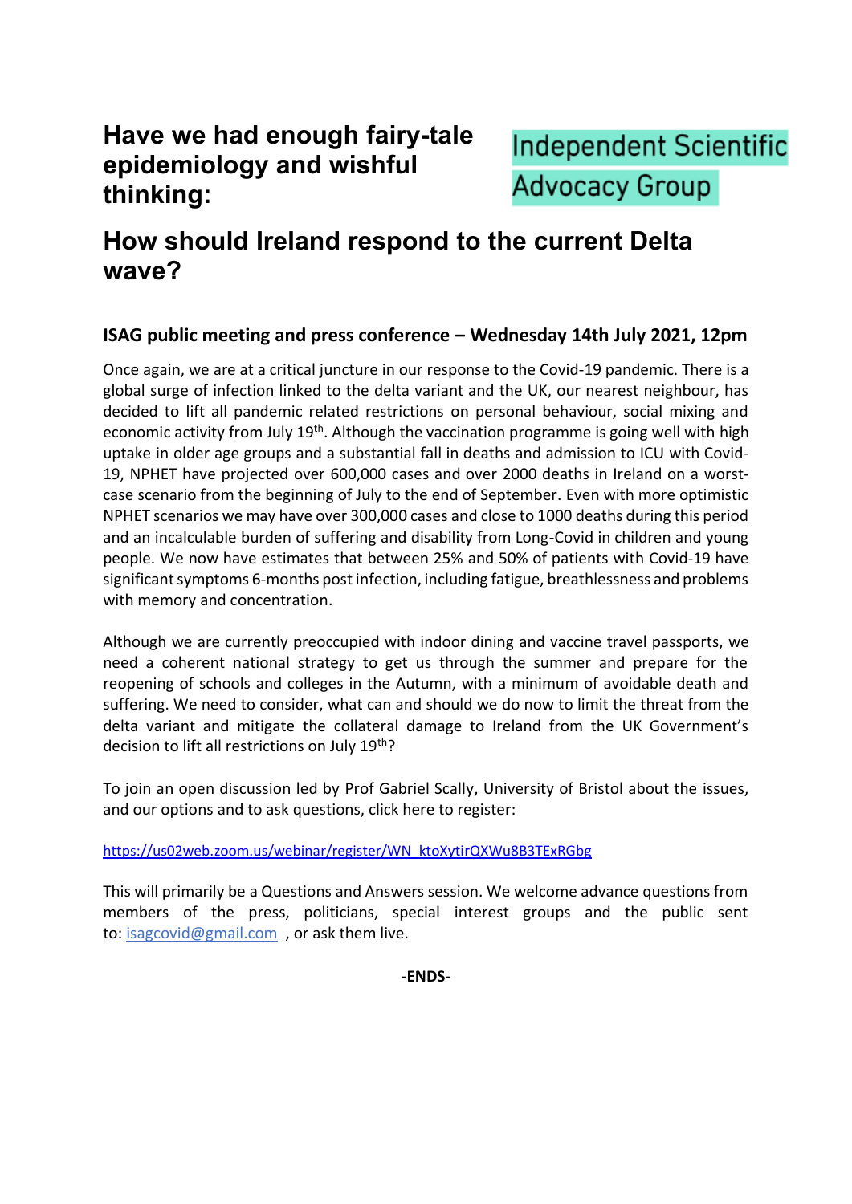# Have we had enough fairy-tale epidemiology and wishful thinking:

Independent Scientific Advocacy Group

# How should Ireland respond to the current Delta wave?

### ISAG public meeting and press conference – Wednesday 14th July 2021, 12pm

Once again, we are at a critical juncture in our response to the Covid-19 pandemic. There is a global surge of infection linked to the delta variant and the UK, our nearest neighbour, has decided to lift all pandemic related restrictions on personal behaviour, social mixing and economic activity from July 19th. Although the vaccination programme is going well with high uptake in older age groups and a substantial fall in deaths and admission to ICU with Covid-19, NPHET have projected over 600,000 cases and over 2000 deaths in Ireland on a worst-case scenario from the beginning of July to the end of September. Even with more optimistic NPHET scenarios we may have over 300,000 cases and close to 1000 deaths during this period and an incalculable burden of suffering and disability from Long-Covid in children and young people. We now have estimates that between 25% and 50% of patients with Covid-19 have significant symptoms 6-months post infection, including fatigue, breathlessness and problems with memory and concentration.

Although we are currently preoccupied with indoor dining and vaccine travel passports, we need a coherent national strategy to get us through the summer and prepare for the reopening of schools and colleges in the Autumn, with a minimum of avoidable death and suffering. We need to consider, what can and should we do now to limit the threat from the delta variant and mitigate the collateral damage to Ireland from the UK Government's decision to lift all restrictions on July 19th?

To join an open discussion led by Prof Gabriel Scally, University of Bristol about the issues, and our options and to ask questions, click here to register:

https://us02web.zoom.us/webinar/register/WN_ktoXytirQXWu8B3TExRGbg

This will primarily be a Questions and Answers session. We welcome advance questions from members of the press, politicians, special interest groups and the public sent to: isagcovid@gmail.com , or ask them live.

**-ENDS-**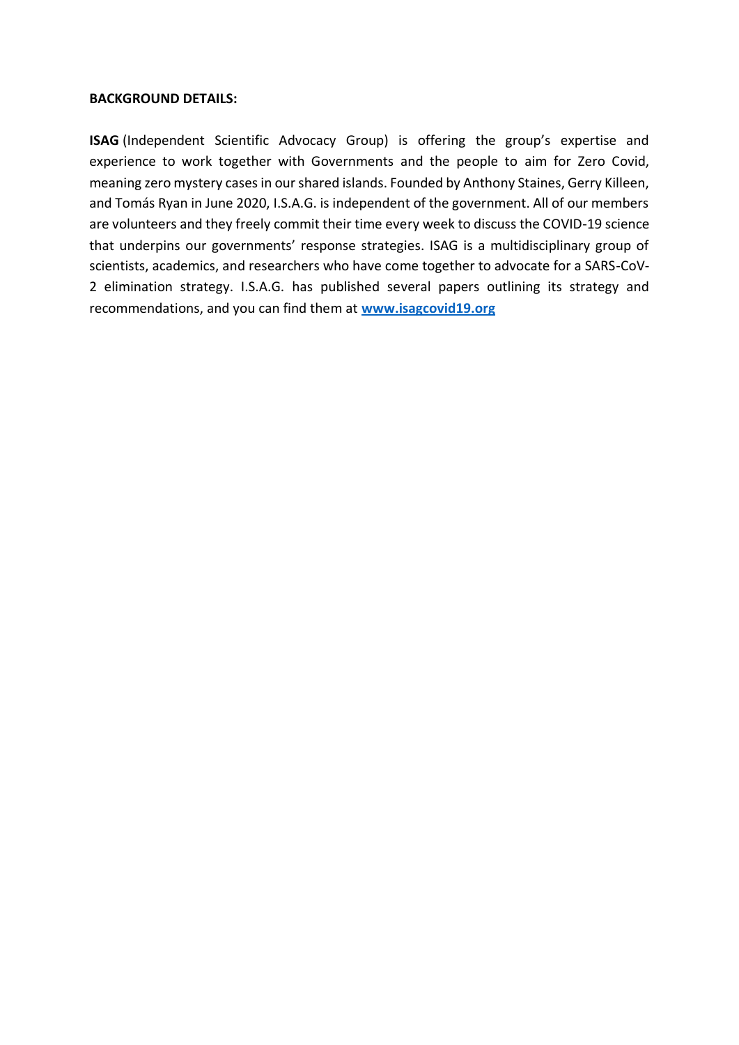**BACKGROUND DETAILS:**

**ISAG** (Independent Scientific Advocacy Group) is offering the group's expertise and experience to work together with Governments and the people to aim for Zero Covid, meaning zero mystery cases in our shared islands. Founded by Anthony Staines, Gerry Killeen, and Tomás Ryan in June 2020, I.S.A.G. is independent of the government. All of our members are volunteers and they freely commit their time every week to discuss the COVID-19 science that underpins our governments' response strategies. ISAG is a multidisciplinary group of scientists, academics, and researchers who have come together to advocate for a SARS-CoV-2 elimination strategy. I.S.A.G. has published several papers outlining its strategy and recommendations, and you can find them at **[www.isagcovid19.org](http://www.isagcovid19.org)**